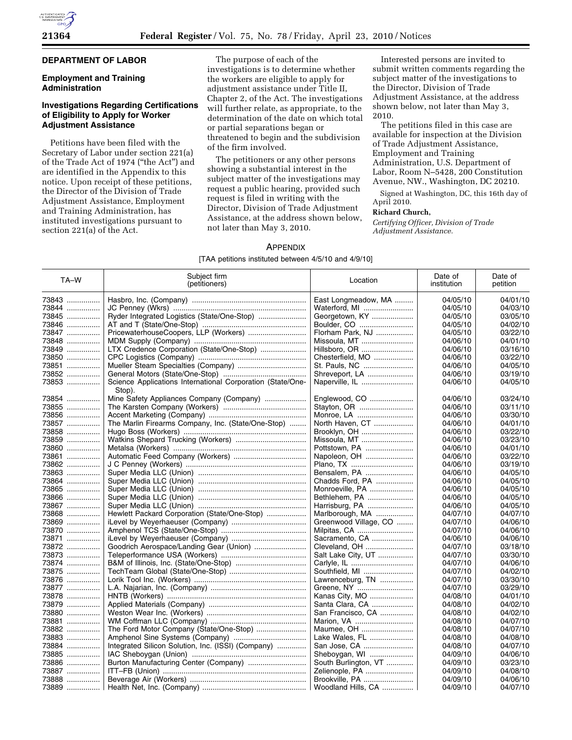## DEPARTMENT OF LABOR

### Employment and Training Administration

### Investigations Regarding Certifications of Eligibility to Apply for Worker Adjustment Assistance

Petitions have been filed with the Secretary of Labor under section 221(a) of the Trade Act of 1974 ("the Act") and are identified in the Appendix to this notice. Upon receipt of these petitions, the Director of the Division of Trade Adjustment Assistance, Employment and Training Administration, has instituted investigations pursuant to section 221(a) of the Act.

The purpose of each of the investigations is to determine whether the workers are eligible to apply for adjustment assistance under Title II, Chapter 2, of the Act. The investigations will further relate, as appropriate, to the determination of the date on which total or partial separations began or threatened to begin and the subdivision of the firm involved.

The petitioners or any other persons showing a substantial interest in the subject matter of the investigations may request a public hearing, provided such request is filed in writing with the Director, Division of Trade Adjustment Assistance, at the address shown below, not later than May 3, 2010.

Interested persons are invited to submit written comments regarding the subject matter of the investigations to the Director, Division of Trade Adjustment Assistance, at the address shown below, not later than May 3, 2010.

The petitions filed in this case are available for inspection at the Division of Trade Adjustment Assistance, Employment and Training Administration, U.S. Department of Labor, Room N–5428, 200 Constitution Avenue, NW., Washington, DC 20210.

Signed at Washington, DC, this 16th day of April 2010.

**Richard Church,**

*Certifying Officer, Division of Trade Adjustment Assistance.*

APPENDIX

[TAA petitions instituted between 4/5/10 and 4/9/10]

| TA–W | Subject firm (petitioners) | Location | Date of institution | Date of petition |
|---|---|---|---|---|
| 73843 | Hasbro, Inc. (Company) | East Longmeadow, MA | 04/05/10 | 04/01/10 |
| 73844 | JC Penney (Wkrs) | Waterford, MI | 04/05/10 | 04/03/10 |
| 73845 | Ryder Integrated Logistics (State/One-Stop) | Georgetown, KY | 04/05/10 | 03/05/10 |
| 73846 | AT and T (State/One-Stop) | Boulder, CO | 04/05/10 | 04/02/10 |
| 73847 | PricewaterhouseCoopers, LLP (Workers) | Florham Park, NJ | 04/05/10 | 03/22/10 |
| 73848 | MDM Supply (Company) | Missoula, MT | 04/06/10 | 04/01/10 |
| 73849 | LTX Credence Corporation (State/One-Stop) | Hillsboro, OR | 04/06/10 | 03/16/10 |
| 73850 | CPC Logistics (Company) | Chesterfield, MO | 04/06/10 | 03/22/10 |
| 73851 | Mueller Steam Specialties (Company) | St. Pauls, NC | 04/06/10 | 04/05/10 |
| 73852 | General Motors (State/One-Stop) | Shreveport, LA | 04/06/10 | 03/19/10 |
| 73853 | Science Applications International Corporation (State/One-Stop). | Naperville, IL | 04/06/10 | 04/05/10 |
| 73854 | Mine Safety Appliances Company (Company) | Englewood, CO | 04/06/10 | 03/24/10 |
| 73855 | The Karsten Company (Workers) | Stayton, OR | 04/06/10 | 03/11/10 |
| 73856 | Accent Marketing (Company) | Monroe, LA | 04/06/10 | 03/30/10 |
| 73857 | The Marlin Firearms Company, Inc. (State/One-Stop) | North Haven, CT | 04/06/10 | 04/01/10 |
| 73858 | Hugo Boss (Workers) | Brooklyn, OH | 04/06/10 | 03/22/10 |
| 73859 | Watkins Shepard Trucking (Workers) | Missoula, MT | 04/06/10 | 03/23/10 |
| 73860 | Metalsa (Workers) | Pottstown, PA | 04/06/10 | 04/01/10 |
| 73861 | Automatic Feed Company (Workers) | Napoleon, OH | 04/06/10 | 03/22/10 |
| 73862 | J C Penney (Workers) | Plano, TX | 04/06/10 | 03/19/10 |
| 73863 | Super Media LLC (Union) | Bensalem, PA | 04/06/10 | 04/05/10 |
| 73864 | Super Media LLC (Union) | Chadds Ford, PA | 04/06/10 | 04/05/10 |
| 73865 | Super Media LLC (Union) | Monroeville, PA | 04/06/10 | 04/05/10 |
| 73866 | Super Media LLC (Union) | Bethlehem, PA | 04/06/10 | 04/05/10 |
| 73867 | Super Media LLC (Union) | Harrisburg, PA | 04/06/10 | 04/05/10 |
| 73868 | Hewlett Packard Corporation (State/One-Stop) | Marlborough, MA | 04/07/10 | 04/07/10 |
| 73869 | iLevel by Weyerhaeuser (Company) | Greenwood Village, CO | 04/07/10 | 04/06/10 |
| 73870 | Amphenol TCS (State/One-Stop) | Milpitas, CA | 04/07/10 | 04/06/10 |
| 73871 | iLevel by Weyerhaeuser (Company) | Sacramento, CA | 04/06/10 | 04/06/10 |
| 73872 | Goodrich Aerospace/Landing Gear (Union) | Cleveland, OH | 04/07/10 | 03/18/10 |
| 73873 | Teleperformance USA (Workers) | Salt Lake City, UT | 04/07/10 | 03/30/10 |
| 73874 | B&M of Illinois, Inc. (State/One-Stop) | Carlyle, IL | 04/07/10 | 04/06/10 |
| 73875 | TechTeam Global (State/One-Stop) | Southfield, MI | 04/07/10 | 04/02/10 |
| 73876 | Lorik Tool Inc. (Workers) | Lawrenceburg, TN | 04/07/10 | 03/30/10 |
| 73877 | L.A. Najarian, Inc. (Company) | Greene, NY | 04/07/10 | 03/29/10 |
| 73878 | HNTB (Workers) | Kanas City, MO | 04/08/10 | 04/01/10 |
| 73879 | Applied Materials (Company) | Santa Clara, CA | 04/08/10 | 04/02/10 |
| 73880 | Weston Wear Inc. (Workers) | San Francisco, CA | 04/08/10 | 04/02/10 |
| 73881 | WM Coffman LLC (Company) | Marion, VA | 04/08/10 | 04/07/10 |
| 73882 | The Ford Motor Company (State/One-Stop) | Maumee, OH | 04/08/10 | 04/07/10 |
| 73883 | Amphenol Sine Systems (Company) | Lake Wales, FL | 04/08/10 | 04/08/10 |
| 73884 | Integrated Silicon Solution, Inc. (ISSI) (Company) | San Jose, CA | 04/08/10 | 04/07/10 |
| 73885 | IAC Sheboygan (Union) | Sheboygan, WI | 04/09/10 | 04/06/10 |
| 73886 | Burton Manufacturing Center (Company) | South Burlington, VT | 04/09/10 | 03/23/10 |
| 73887 | ITT–FB (Union) | Zelienople, PA | 04/09/10 | 04/08/10 |
| 73888 | Beverage Air (Workers) | Brookville, PA | 04/09/10 | 04/06/10 |
| 73889 | Health Net, Inc. (Company) | Woodland Hills, CA | 04/09/10 | 04/07/10 |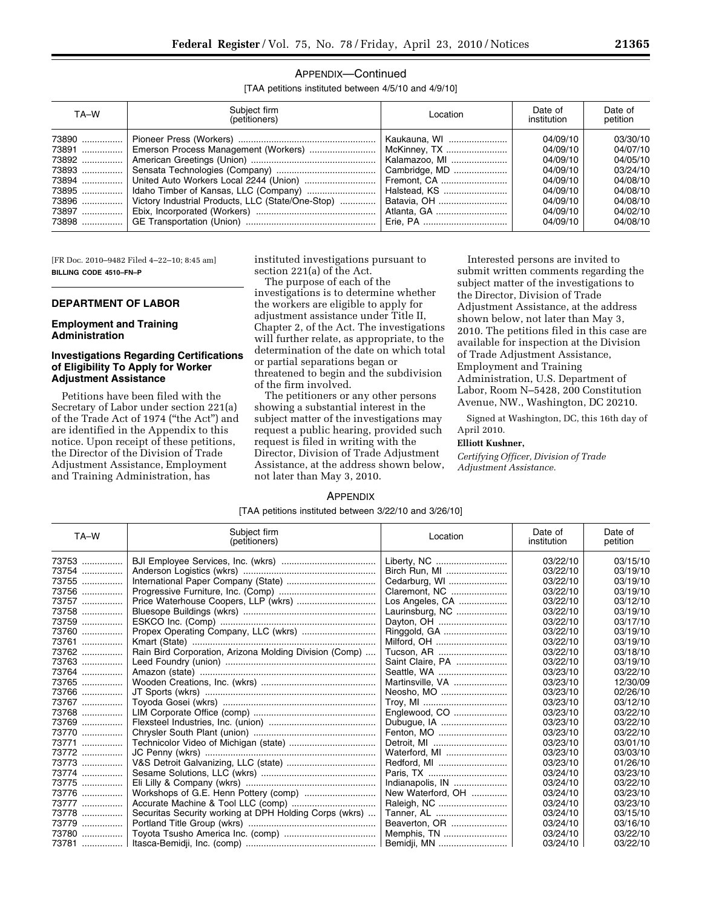APPENDIX—Continued

[TAA petitions instituted between 4/5/10 and 4/9/10]

| TA–W | Subject firm (petitioners) | Location | Date of institution | Date of petition |
|---|---|---|---|---|
| 73890 | Pioneer Press (Workers) | Kaukauna, WI | 04/09/10 | 03/30/10 |
| 73891 | Emerson Process Management (Workers) | McKinney, TX | 04/09/10 | 04/07/10 |
| 73892 | American Greetings (Union) | Kalamazoo, MI | 04/09/10 | 04/05/10 |
| 73893 | Sensata Technologies (Company) | Cambridge, MD | 04/09/10 | 03/24/10 |
| 73894 | United Auto Workers Local 2244 (Union) | Fremont, CA | 04/09/10 | 04/08/10 |
| 73895 | Idaho Timber of Kansas, LLC (Company) | Halstead, KS | 04/09/10 | 04/08/10 |
| 73896 | Victory Industrial Products, LLC (State/One-Stop) | Batavia, OH | 04/09/10 | 04/08/10 |
| 73897 | Ebix, Incorporated (Workers) | Atlanta, GA | 04/09/10 | 04/02/10 |
| 73898 | GE Transportation (Union) | Erie, PA | 04/09/10 | 04/08/10 |

[FR Doc. 2010–9482 Filed 4–22–10; 8:45 am]

**BILLING CODE 4510–FN–P**

## DEPARTMENT OF LABOR

### Employment and Training Administration

### Investigations Regarding Certifications of Eligibility To Apply for Worker Adjustment Assistance

Petitions have been filed with the Secretary of Labor under section 221(a) of the Trade Act of 1974 ("the Act") and are identified in the Appendix to this notice. Upon receipt of these petitions, the Director of the Division of Trade Adjustment Assistance, Employment and Training Administration, has instituted investigations pursuant to section 221(a) of the Act.

The purpose of each of the investigations is to determine whether the workers are eligible to apply for adjustment assistance under Title II, Chapter 2, of the Act. The investigations will further relate, as appropriate, to the determination of the date on which total or partial separations began or threatened to begin and the subdivision of the firm involved.

The petitioners or any other persons showing a substantial interest in the subject matter of the investigations may request a public hearing, provided such request is filed in writing with the Director, Division of Trade Adjustment Assistance, at the address shown below, not later than May 3, 2010.

Interested persons are invited to submit written comments regarding the subject matter of the investigations to the Director, Division of Trade Adjustment Assistance, at the address shown below, not later than May 3, 2010. The petitions filed in this case are available for inspection at the Division of Trade Adjustment Assistance, Employment and Training Administration, U.S. Department of Labor, Room N–5428, 200 Constitution Avenue, NW., Washington, DC 20210.

Signed at Washington, DC, this 16th day of April 2010.

**Elliott Kushner,**

*Certifying Officer, Division of Trade Adjustment Assistance.*

APPENDIX

[TAA petitions instituted between 3/22/10 and 3/26/10]

| TA–W | Subject firm (petitioners) | Location | Date of institution | Date of petition |
|---|---|---|---|---|
| 73753 | BJI Employee Services, Inc. (wkrs) | Liberty, NC | 03/22/10 | 03/15/10 |
| 73754 | Anderson Logistics (wkrs) | Birch Run, MI | 03/22/10 | 03/19/10 |
| 73755 | International Paper Company (State) | Cedarburg, WI | 03/22/10 | 03/19/10 |
| 73756 | Progressive Furniture, Inc. (Comp) | Claremont, NC | 03/22/10 | 03/19/10 |
| 73757 | Price Waterhouse Coopers, LLP (wkrs) | Los Angeles, CA | 03/22/10 | 03/12/10 |
| 73758 | Bluesope Buildings (wkrs) | Laurinsburg, NC | 03/22/10 | 03/19/10 |
| 73759 | ESKCO Inc. (Comp) | Dayton, OH | 03/22/10 | 03/17/10 |
| 73760 | Propex Operating Company, LLC (wkrs) | Ringgold, GA | 03/22/10 | 03/19/10 |
| 73761 | Kmart (State) | Milford, OH | 03/22/10 | 03/19/10 |
| 73762 | Rain Bird Corporation, Arizona Molding Division (Comp) | Tucson, AR | 03/22/10 | 03/18/10 |
| 73763 | Leed Foundry (union) | Saint Claire, PA | 03/22/10 | 03/19/10 |
| 73764 | Amazon (state) | Seattle, WA | 03/23/10 | 03/22/10 |
| 73765 | Wooden Creations, Inc. (wkrs) | Martinsville, VA | 03/23/10 | 12/30/09 |
| 73766 | JT Sports (wkrs) | Neosho, MO | 03/23/10 | 02/26/10 |
| 73767 | Toyoda Gosei (wkrs) | Troy, MI | 03/23/10 | 03/12/10 |
| 73768 | LIM Corporate Office (comp) | Englewood, CO | 03/23/10 | 03/22/10 |
| 73769 | Flexsteel Industries, Inc. (union) | Dubugue, IA | 03/23/10 | 03/22/10 |
| 73770 | Chrysler South Plant (union) | Fenton, MO | 03/23/10 | 03/22/10 |
| 73771 | Technicolor Video of Michigan (state) | Detroit, MI | 03/23/10 | 03/01/10 |
| 73772 | JC Penny (wkrs) | Waterford, MI | 03/23/10 | 03/03/10 |
| 73773 | V&S Detroit Galvanizing, LLC (state) | Redford, MI | 03/23/10 | 01/26/10 |
| 73774 | Sesame Solutions, LLC (wkrs) | Paris, TX | 03/24/10 | 03/23/10 |
| 73775 | Eli Lilly & Company (wkrs) | Indianapolis, IN | 03/24/10 | 03/22/10 |
| 73776 | Workshops of G.E. Henn Pottery (comp) | New Waterford, OH | 03/24/10 | 03/23/10 |
| 73777 | Accurate Machine & Tool LLC (comp) | Raleigh, NC | 03/24/10 | 03/23/10 |
| 73778 | Securitas Security working at DPH Holding Corps (wkrs) | Tanner, AL | 03/24/10 | 03/15/10 |
| 73779 | Portland Title Group (wkrs) | Beaverton, OR | 03/24/10 | 03/16/10 |
| 73780 | Toyota Tsusho America Inc. (comp) | Memphis, TN | 03/24/10 | 03/22/10 |
| 73781 | Itasca-Bemidji, Inc. (comp) | Bemidji, MN | 03/24/10 | 03/22/10 |